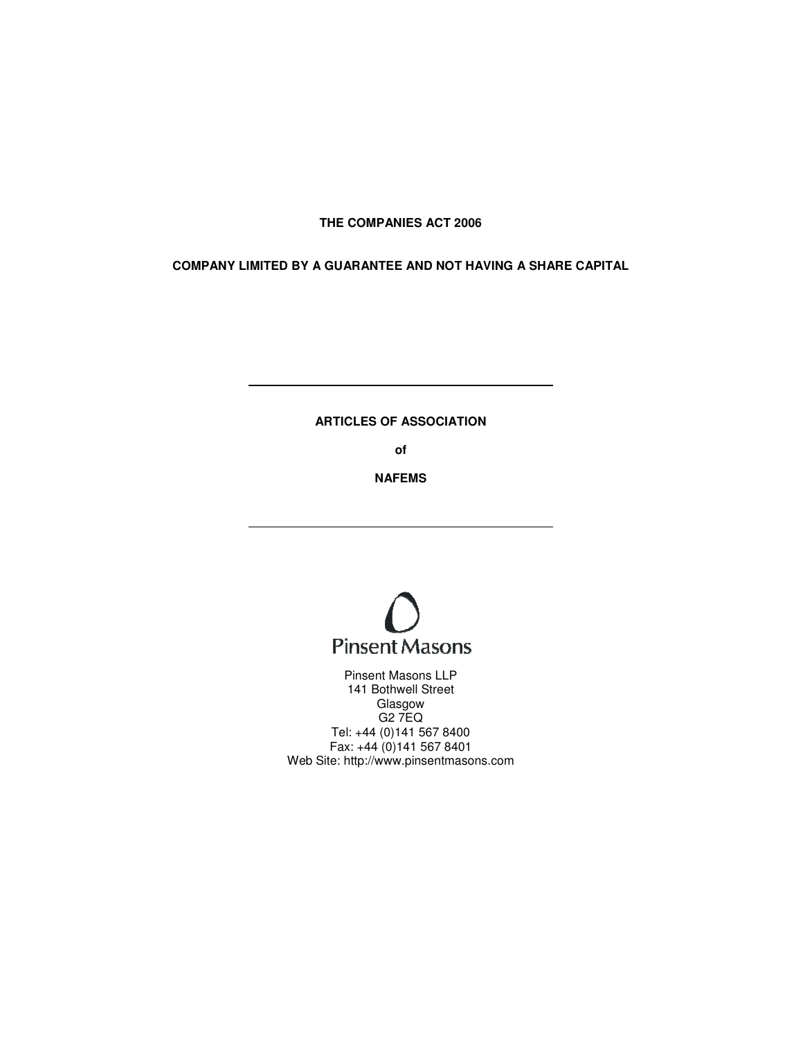**THE COMPANIES ACT 2006**

**COMPANY LIMITED BY A GUARANTEE AND NOT HAVING A SHARE CAPITAL**

---

# ARTICLES OF ASSOCIATION

**of**

**NAFEMS**

---

Pinsent Masons

Pinsent Masons LLP
141 Bothwell Street
Glasgow
G2 7EQ
Tel: +44 (0)141 567 8400
Fax: +44 (0)141 567 8401
Web Site: http://www.pinsentmasons.com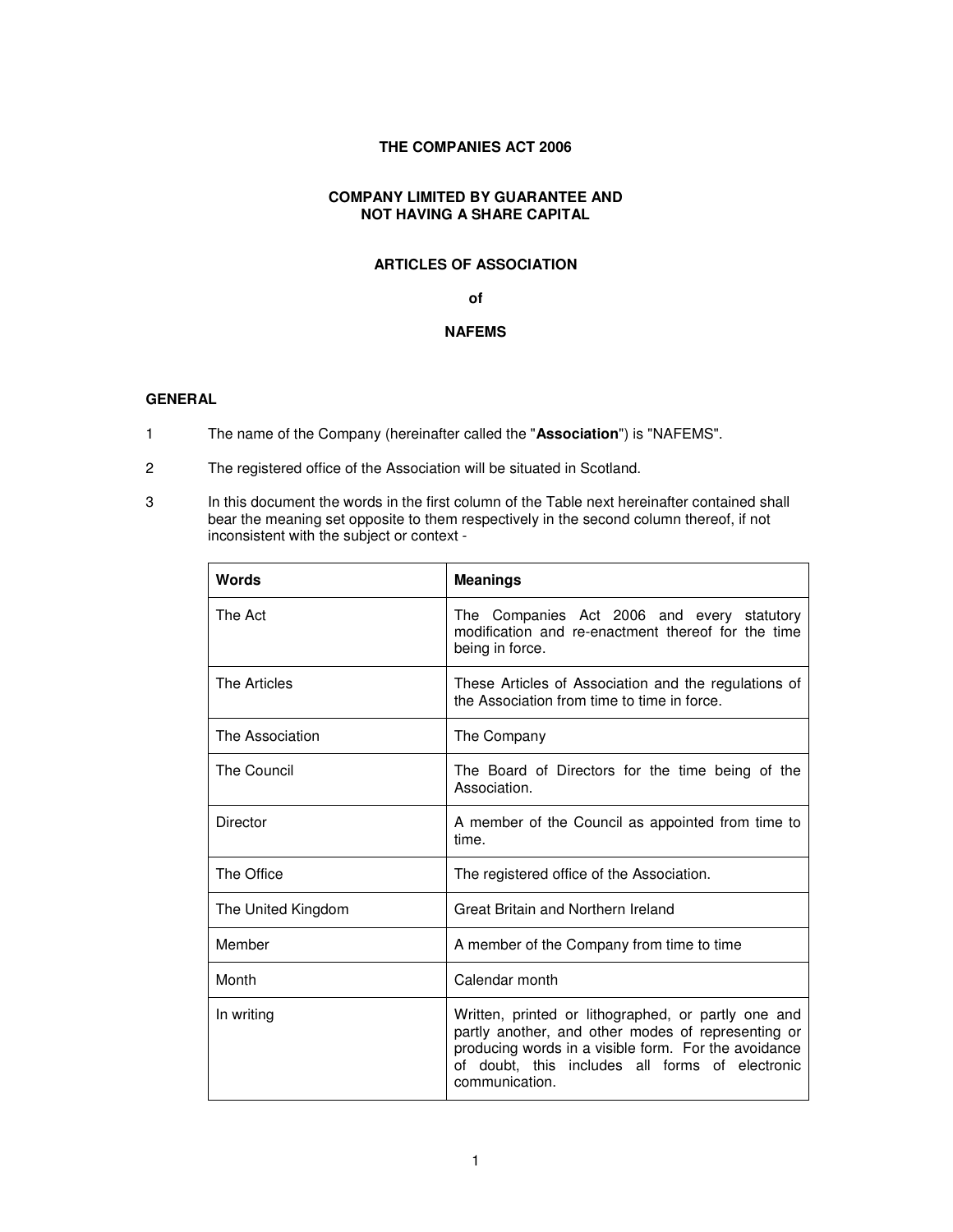**THE COMPANIES ACT 2006**

**COMPANY LIMITED BY GUARANTEE AND NOT HAVING A SHARE CAPITAL**

**ARTICLES OF ASSOCIATION**

**of**

**NAFEMS**

## GENERAL

1 The name of the Company (hereinafter called the "**Association**") is "NAFEMS".

2 The registered office of the Association will be situated in Scotland.

3 In this document the words in the first column of the Table next hereinafter contained shall bear the meaning set opposite to them respectively in the second column thereof, if not inconsistent with the subject or context -

| **Words** | **Meanings** |
|---|---|
| The Act | The Companies Act 2006 and every statutory modification and re-enactment thereof for the time being in force. |
| The Articles | These Articles of Association and the regulations of the Association from time to time in force. |
| The Association | The Company |
| The Council | The Board of Directors for the time being of the Association. |
| Director | A member of the Council as appointed from time to time. |
| The Office | The registered office of the Association. |
| The United Kingdom | Great Britain and Northern Ireland |
| Member | A member of the Company from time to time |
| Month | Calendar month |
| In writing | Written, printed or lithographed, or partly one and partly another, and other modes of representing or producing words in a visible form. For the avoidance of doubt, this includes all forms of electronic communication. |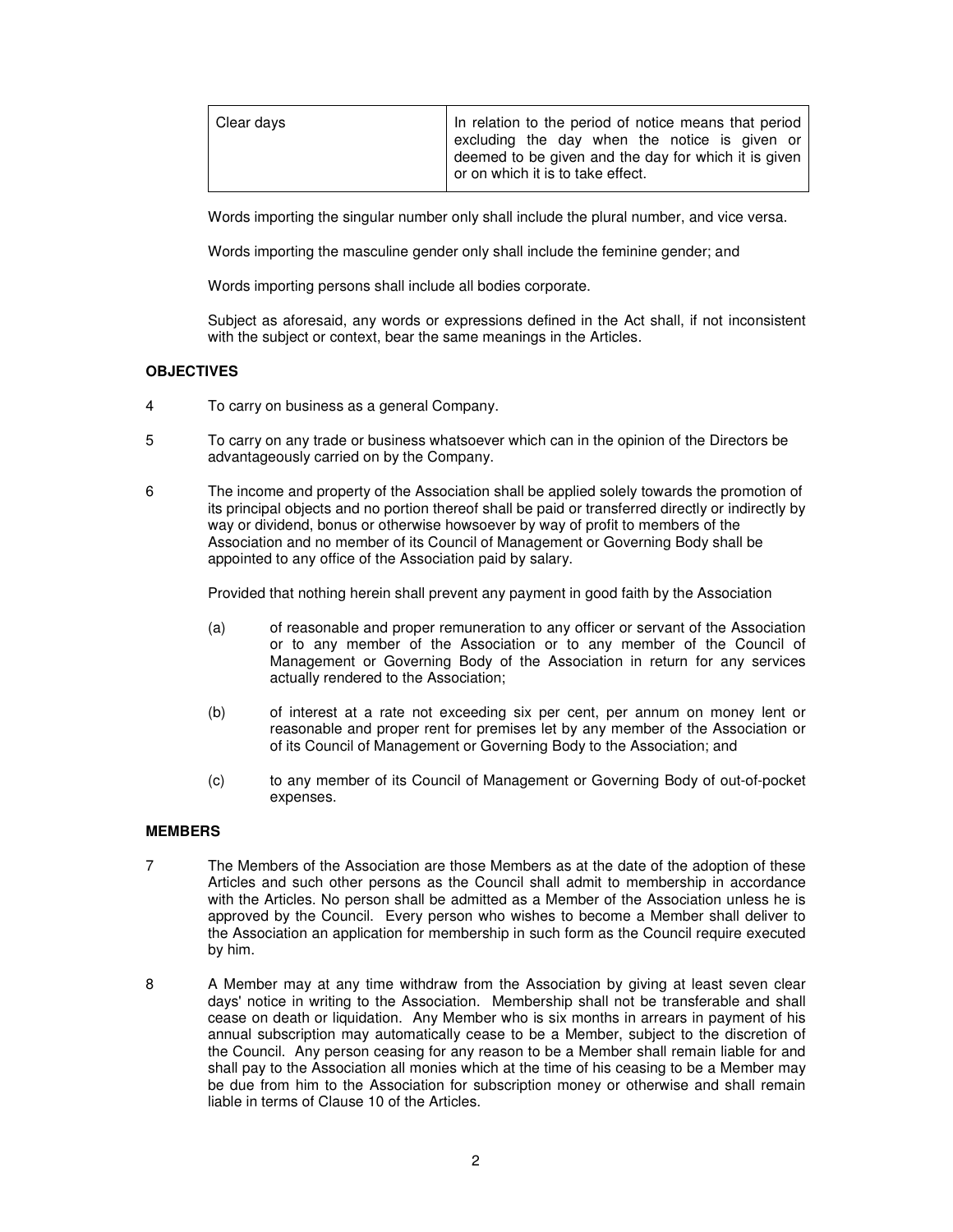| Clear days | In relation to the period of notice means that period excluding the day when the notice is given or deemed to be given and the day for which it is given or on which it is to take effect. |
|---|---|

Words importing the singular number only shall include the plural number, and vice versa.

Words importing the masculine gender only shall include the feminine gender; and

Words importing persons shall include all bodies corporate.

Subject as aforesaid, any words or expressions defined in the Act shall, if not inconsistent with the subject or context, bear the same meanings in the Articles.

**OBJECTIVES**

4 To carry on business as a general Company.

5 To carry on any trade or business whatsoever which can in the opinion of the Directors be advantageously carried on by the Company.

6 The income and property of the Association shall be applied solely towards the promotion of its principal objects and no portion thereof shall be paid or transferred directly or indirectly by way or dividend, bonus or otherwise howsoever by way of profit to members of the Association and no member of its Council of Management or Governing Body shall be appointed to any office of the Association paid by salary.

Provided that nothing herein shall prevent any payment in good faith by the Association

(a) of reasonable and proper remuneration to any officer or servant of the Association or to any member of the Association or to any member of the Council of Management or Governing Body of the Association in return for any services actually rendered to the Association;

(b) of interest at a rate not exceeding six per cent, per annum on money lent or reasonable and proper rent for premises let by any member of the Association or of its Council of Management or Governing Body to the Association; and

(c) to any member of its Council of Management or Governing Body of out-of-pocket expenses.

**MEMBERS**

7 The Members of the Association are those Members as at the date of the adoption of these Articles and such other persons as the Council shall admit to membership in accordance with the Articles. No person shall be admitted as a Member of the Association unless he is approved by the Council. Every person who wishes to become a Member shall deliver to the Association an application for membership in such form as the Council require executed by him.

8 A Member may at any time withdraw from the Association by giving at least seven clear days' notice in writing to the Association. Membership shall not be transferable and shall cease on death or liquidation. Any Member who is six months in arrears in payment of his annual subscription may automatically cease to be a Member, subject to the discretion of the Council. Any person ceasing for any reason to be a Member shall remain liable for and shall pay to the Association all monies which at the time of his ceasing to be a Member may be due from him to the Association for subscription money or otherwise and shall remain liable in terms of Clause 10 of the Articles.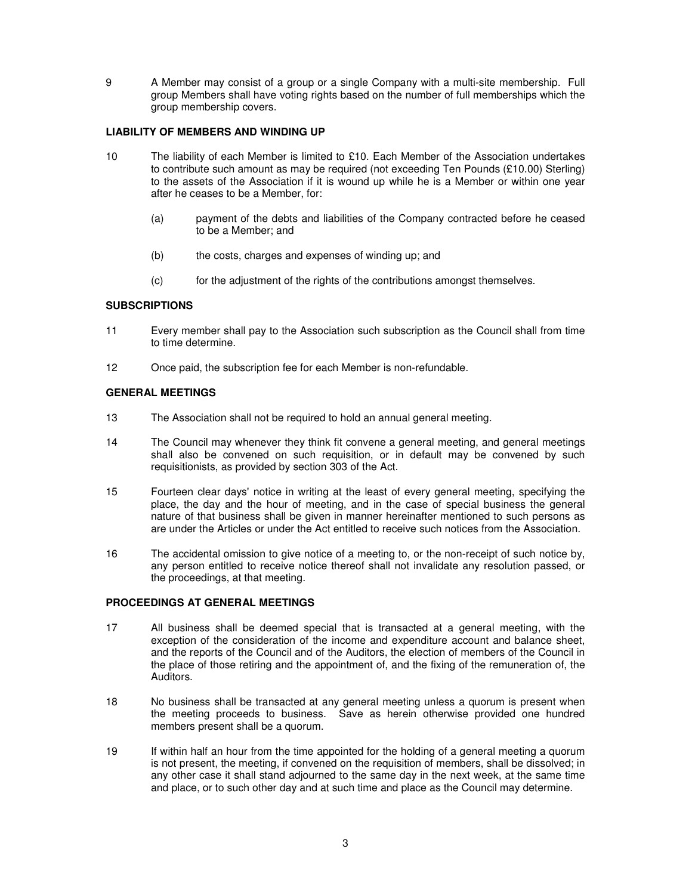9 A Member may consist of a group or a single Company with a multi-site membership. Full group Members shall have voting rights based on the number of full memberships which the group membership covers.

**LIABILITY OF MEMBERS AND WINDING UP**

10 The liability of each Member is limited to £10. Each Member of the Association undertakes to contribute such amount as may be required (not exceeding Ten Pounds (£10.00) Sterling) to the assets of the Association if it is wound up while he is a Member or within one year after he ceases to be a Member, for:

(a) payment of the debts and liabilities of the Company contracted before he ceased to be a Member; and

(b) the costs, charges and expenses of winding up; and

(c) for the adjustment of the rights of the contributions amongst themselves.

**SUBSCRIPTIONS**

11 Every member shall pay to the Association such subscription as the Council shall from time to time determine.

12 Once paid, the subscription fee for each Member is non-refundable.

**GENERAL MEETINGS**

13 The Association shall not be required to hold an annual general meeting.

14 The Council may whenever they think fit convene a general meeting, and general meetings shall also be convened on such requisition, or in default may be convened by such requisitionists, as provided by section 303 of the Act.

15 Fourteen clear days' notice in writing at the least of every general meeting, specifying the place, the day and the hour of meeting, and in the case of special business the general nature of that business shall be given in manner hereinafter mentioned to such persons as are under the Articles or under the Act entitled to receive such notices from the Association.

16 The accidental omission to give notice of a meeting to, or the non-receipt of such notice by, any person entitled to receive notice thereof shall not invalidate any resolution passed, or the proceedings, at that meeting.

**PROCEEDINGS AT GENERAL MEETINGS**

17 All business shall be deemed special that is transacted at a general meeting, with the exception of the consideration of the income and expenditure account and balance sheet, and the reports of the Council and of the Auditors, the election of members of the Council in the place of those retiring and the appointment of, and the fixing of the remuneration of, the Auditors.

18 No business shall be transacted at any general meeting unless a quorum is present when the meeting proceeds to business. Save as herein otherwise provided one hundred members present shall be a quorum.

19 If within half an hour from the time appointed for the holding of a general meeting a quorum is not present, the meeting, if convened on the requisition of members, shall be dissolved; in any other case it shall stand adjourned to the same day in the next week, at the same time and place, or to such other day and at such time and place as the Council may determine.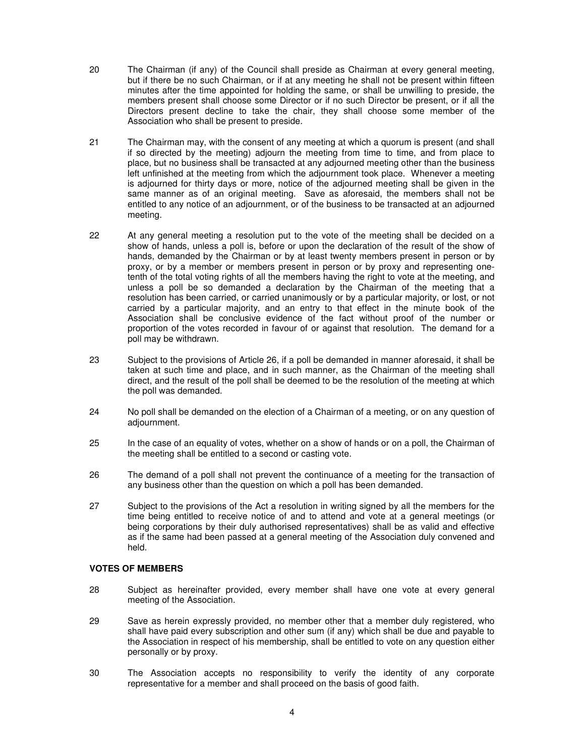20 The Chairman (if any) of the Council shall preside as Chairman at every general meeting, but if there be no such Chairman, or if at any meeting he shall not be present within fifteen minutes after the time appointed for holding the same, or shall be unwilling to preside, the members present shall choose some Director or if no such Director be present, or if all the Directors present decline to take the chair, they shall choose some member of the Association who shall be present to preside.

21 The Chairman may, with the consent of any meeting at which a quorum is present (and shall if so directed by the meeting) adjourn the meeting from time to time, and from place to place, but no business shall be transacted at any adjourned meeting other than the business left unfinished at the meeting from which the adjournment took place. Whenever a meeting is adjourned for thirty days or more, notice of the adjourned meeting shall be given in the same manner as of an original meeting. Save as aforesaid, the members shall not be entitled to any notice of an adjournment, or of the business to be transacted at an adjourned meeting.

22 At any general meeting a resolution put to the vote of the meeting shall be decided on a show of hands, unless a poll is, before or upon the declaration of the result of the show of hands, demanded by the Chairman or by at least twenty members present in person or by proxy, or by a member or members present in person or by proxy and representing one-tenth of the total voting rights of all the members having the right to vote at the meeting, and unless a poll be so demanded a declaration by the Chairman of the meeting that a resolution has been carried, or carried unanimously or by a particular majority, or lost, or not carried by a particular majority, and an entry to that effect in the minute book of the Association shall be conclusive evidence of the fact without proof of the number or proportion of the votes recorded in favour of or against that resolution. The demand for a poll may be withdrawn.

23 Subject to the provisions of Article 26, if a poll be demanded in manner aforesaid, it shall be taken at such time and place, and in such manner, as the Chairman of the meeting shall direct, and the result of the poll shall be deemed to be the resolution of the meeting at which the poll was demanded.

24 No poll shall be demanded on the election of a Chairman of a meeting, or on any question of adjournment.

25 In the case of an equality of votes, whether on a show of hands or on a poll, the Chairman of the meeting shall be entitled to a second or casting vote.

26 The demand of a poll shall not prevent the continuance of a meeting for the transaction of any business other than the question on which a poll has been demanded.

27 Subject to the provisions of the Act a resolution in writing signed by all the members for the time being entitled to receive notice of and to attend and vote at a general meetings (or being corporations by their duly authorised representatives) shall be as valid and effective as if the same had been passed at a general meeting of the Association duly convened and held.

**VOTES OF MEMBERS**

28 Subject as hereinafter provided, every member shall have one vote at every general meeting of the Association.

29 Save as herein expressly provided, no member other that a member duly registered, who shall have paid every subscription and other sum (if any) which shall be due and payable to the Association in respect of his membership, shall be entitled to vote on any question either personally or by proxy.

30 The Association accepts no responsibility to verify the identity of any corporate representative for a member and shall proceed on the basis of good faith.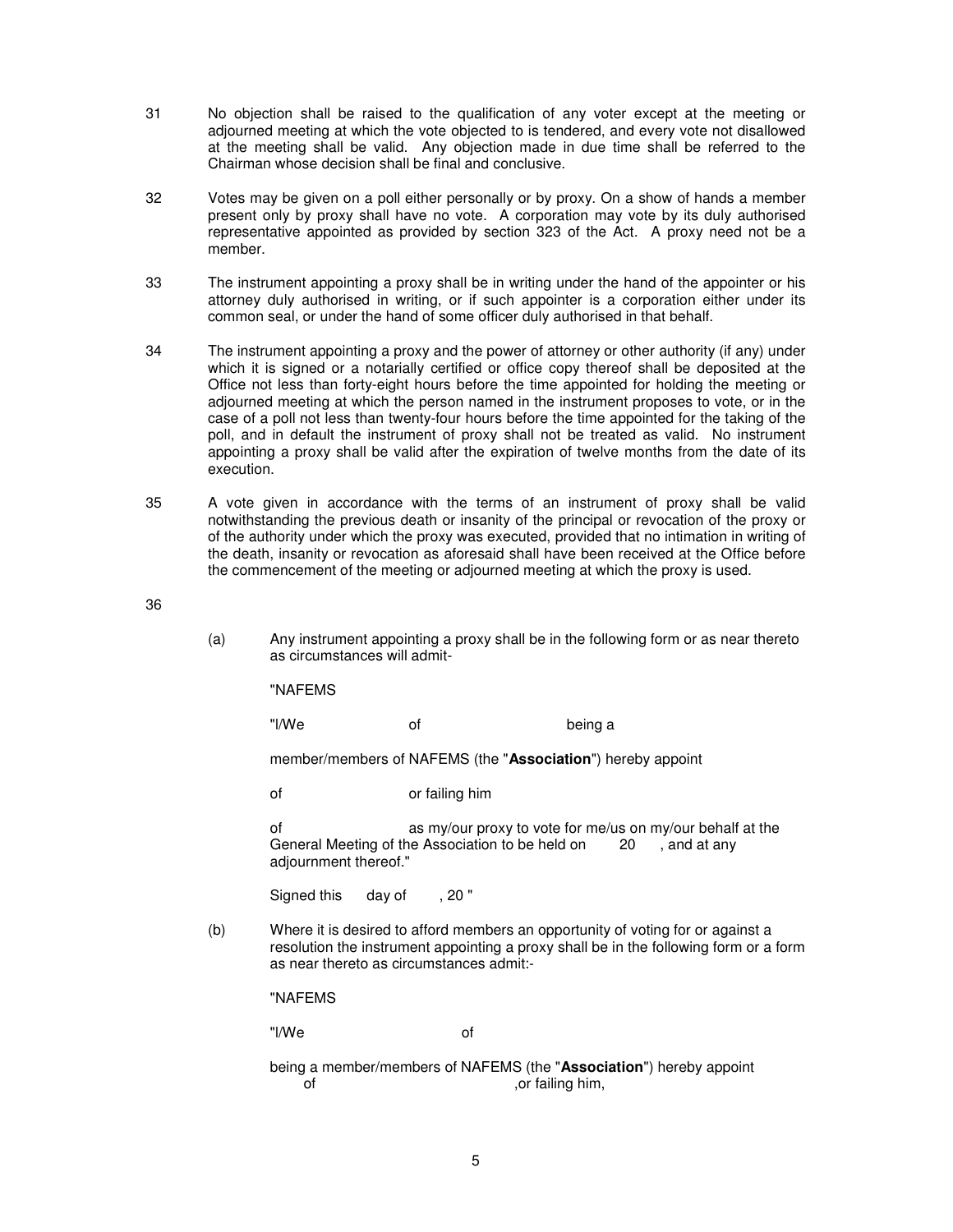31 No objection shall be raised to the qualification of any voter except at the meeting or adjourned meeting at which the vote objected to is tendered, and every vote not disallowed at the meeting shall be valid. Any objection made in due time shall be referred to the Chairman whose decision shall be final and conclusive.

32 Votes may be given on a poll either personally or by proxy. On a show of hands a member present only by proxy shall have no vote. A corporation may vote by its duly authorised representative appointed as provided by section 323 of the Act. A proxy need not be a member.

33 The instrument appointing a proxy shall be in writing under the hand of the appointer or his attorney duly authorised in writing, or if such appointer is a corporation either under its common seal, or under the hand of some officer duly authorised in that behalf.

34 The instrument appointing a proxy and the power of attorney or other authority (if any) under which it is signed or a notarially certified or office copy thereof shall be deposited at the Office not less than forty-eight hours before the time appointed for holding the meeting or adjourned meeting at which the person named in the instrument proposes to vote, or in the case of a poll not less than twenty-four hours before the time appointed for the taking of the poll, and in default the instrument of proxy shall not be treated as valid. No instrument appointing a proxy shall be valid after the expiration of twelve months from the date of its execution.

35 A vote given in accordance with the terms of an instrument of proxy shall be valid notwithstanding the previous death or insanity of the principal or revocation of the proxy or of the authority under which the proxy was executed, provided that no intimation in writing of the death, insanity or revocation as aforesaid shall have been received at the Office before the commencement of the meeting or adjourned meeting at which the proxy is used.

36

(a) Any instrument appointing a proxy shall be in the following form or as near thereto as circumstances will admit-

"NAFEMS

"I/We of being a

member/members of NAFEMS (the "**Association**") hereby appoint

of or failing him

of as my/our proxy to vote for me/us on my/our behalf at the General Meeting of the Association to be held on 20 , and at any adjournment thereof."

Signed this day of , 20 "

(b) Where it is desired to afford members an opportunity of voting for or against a resolution the instrument appointing a proxy shall be in the following form or a form as near thereto as circumstances admit:-

"NAFEMS

"I/We of

being a member/members of NAFEMS (the "**Association**") hereby appoint of ,or failing him,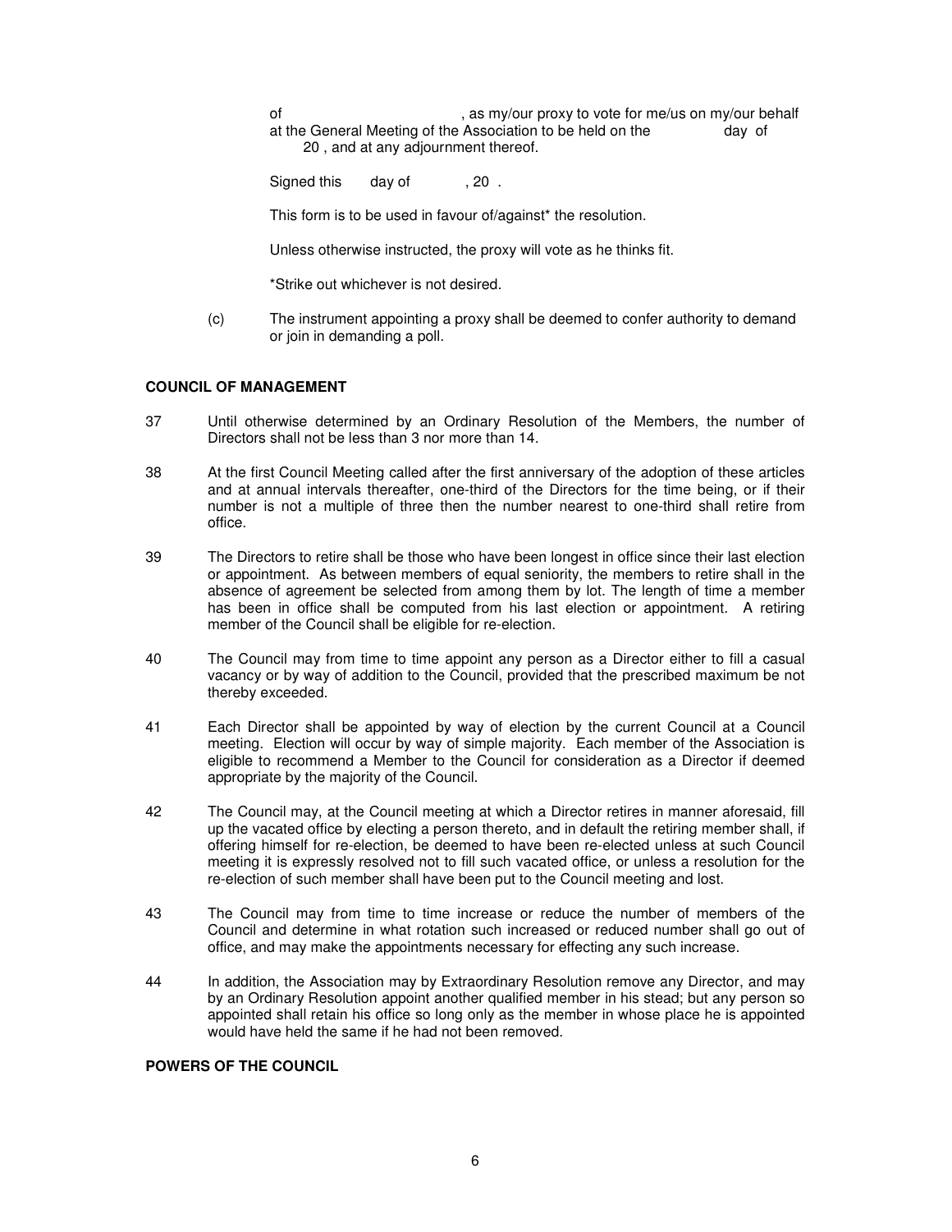of                                    , as my/our proxy to vote for me/us on my/our behalf at the General Meeting of the Association to be held on the                day of                20 , and at any adjournment thereof.

Signed this       day of            , 20 .

This form is to be used in favour of/against* the resolution.

Unless otherwise instructed, the proxy will vote as he thinks fit.

*Strike out whichever is not desired.

(c) The instrument appointing a proxy shall be deemed to confer authority to demand or join in demanding a poll.

**COUNCIL OF MANAGEMENT**

37 Until otherwise determined by an Ordinary Resolution of the Members, the number of Directors shall not be less than 3 nor more than 14.

38 At the first Council Meeting called after the first anniversary of the adoption of these articles and at annual intervals thereafter, one-third of the Directors for the time being, or if their number is not a multiple of three then the number nearest to one-third shall retire from office.

39 The Directors to retire shall be those who have been longest in office since their last election or appointment. As between members of equal seniority, the members to retire shall in the absence of agreement be selected from among them by lot. The length of time a member has been in office shall be computed from his last election or appointment. A retiring member of the Council shall be eligible for re-election.

40 The Council may from time to time appoint any person as a Director either to fill a casual vacancy or by way of addition to the Council, provided that the prescribed maximum be not thereby exceeded.

41 Each Director shall be appointed by way of election by the current Council at a Council meeting. Election will occur by way of simple majority. Each member of the Association is eligible to recommend a Member to the Council for consideration as a Director if deemed appropriate by the majority of the Council.

42 The Council may, at the Council meeting at which a Director retires in manner aforesaid, fill up the vacated office by electing a person thereto, and in default the retiring member shall, if offering himself for re-election, be deemed to have been re-elected unless at such Council meeting it is expressly resolved not to fill such vacated office, or unless a resolution for the re-election of such member shall have been put to the Council meeting and lost.

43 The Council may from time to time increase or reduce the number of members of the Council and determine in what rotation such increased or reduced number shall go out of office, and may make the appointments necessary for effecting any such increase.

44 In addition, the Association may by Extraordinary Resolution remove any Director, and may by an Ordinary Resolution appoint another qualified member in his stead; but any person so appointed shall retain his office so long only as the member in whose place he is appointed would have held the same if he had not been removed.

**POWERS OF THE COUNCIL**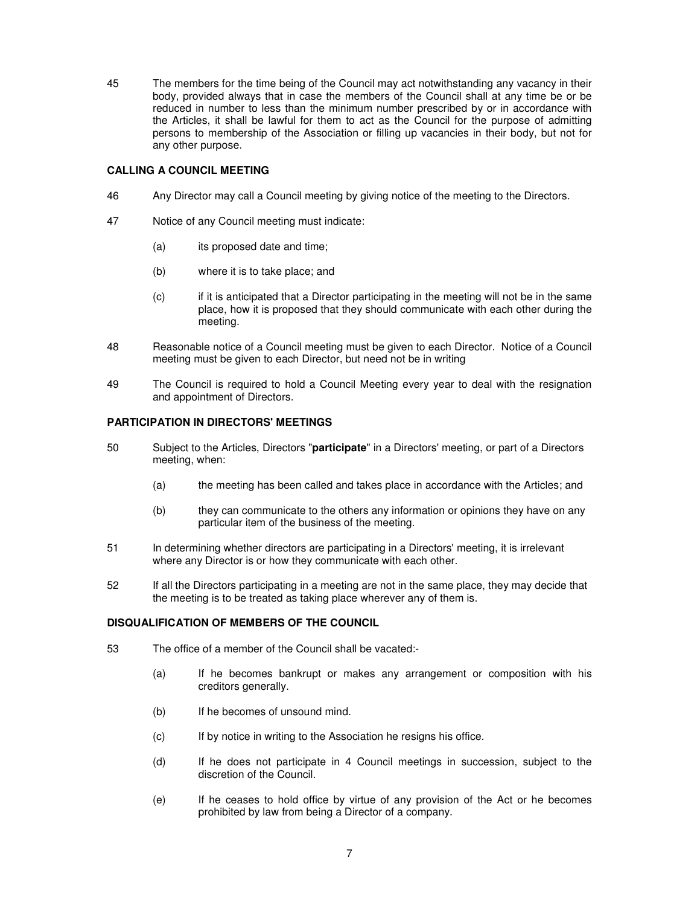45 The members for the time being of the Council may act notwithstanding any vacancy in their body, provided always that in case the members of the Council shall at any time be or be reduced in number to less than the minimum number prescribed by or in accordance with the Articles, it shall be lawful for them to act as the Council for the purpose of admitting persons to membership of the Association or filling up vacancies in their body, but not for any other purpose.

**CALLING A COUNCIL MEETING**

46 Any Director may call a Council meeting by giving notice of the meeting to the Directors.

47 Notice of any Council meeting must indicate:

(a) its proposed date and time;

(b) where it is to take place; and

(c) if it is anticipated that a Director participating in the meeting will not be in the same place, how it is proposed that they should communicate with each other during the meeting.

48 Reasonable notice of a Council meeting must be given to each Director. Notice of a Council meeting must be given to each Director, but need not be in writing

49 The Council is required to hold a Council Meeting every year to deal with the resignation and appointment of Directors.

**PARTICIPATION IN DIRECTORS' MEETINGS**

50 Subject to the Articles, Directors "**participate**" in a Directors' meeting, or part of a Directors meeting, when:

(a) the meeting has been called and takes place in accordance with the Articles; and

(b) they can communicate to the others any information or opinions they have on any particular item of the business of the meeting.

51 In determining whether directors are participating in a Directors' meeting, it is irrelevant where any Director is or how they communicate with each other.

52 If all the Directors participating in a meeting are not in the same place, they may decide that the meeting is to be treated as taking place wherever any of them is.

**DISQUALIFICATION OF MEMBERS OF THE COUNCIL**

53 The office of a member of the Council shall be vacated:-

(a) If he becomes bankrupt or makes any arrangement or composition with his creditors generally.

(b) If he becomes of unsound mind.

(c) If by notice in writing to the Association he resigns his office.

(d) If he does not participate in 4 Council meetings in succession, subject to the discretion of the Council.

(e) If he ceases to hold office by virtue of any provision of the Act or he becomes prohibited by law from being a Director of a company.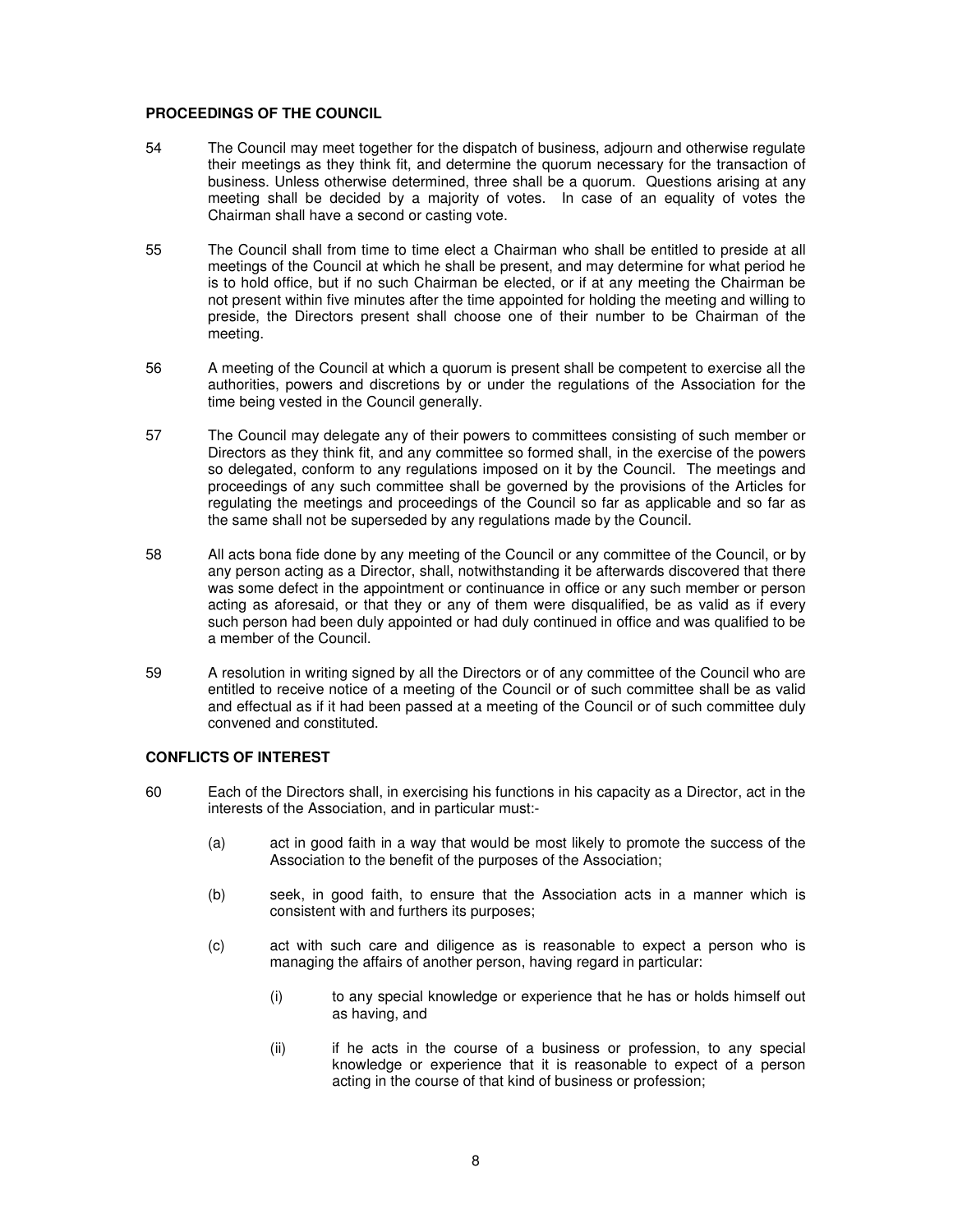**PROCEEDINGS OF THE COUNCIL**

54 The Council may meet together for the dispatch of business, adjourn and otherwise regulate their meetings as they think fit, and determine the quorum necessary for the transaction of business. Unless otherwise determined, three shall be a quorum. Questions arising at any meeting shall be decided by a majority of votes. In case of an equality of votes the Chairman shall have a second or casting vote.

55 The Council shall from time to time elect a Chairman who shall be entitled to preside at all meetings of the Council at which he shall be present, and may determine for what period he is to hold office, but if no such Chairman be elected, or if at any meeting the Chairman be not present within five minutes after the time appointed for holding the meeting and willing to preside, the Directors present shall choose one of their number to be Chairman of the meeting.

56 A meeting of the Council at which a quorum is present shall be competent to exercise all the authorities, powers and discretions by or under the regulations of the Association for the time being vested in the Council generally.

57 The Council may delegate any of their powers to committees consisting of such member or Directors as they think fit, and any committee so formed shall, in the exercise of the powers so delegated, conform to any regulations imposed on it by the Council. The meetings and proceedings of any such committee shall be governed by the provisions of the Articles for regulating the meetings and proceedings of the Council so far as applicable and so far as the same shall not be superseded by any regulations made by the Council.

58 All acts bona fide done by any meeting of the Council or any committee of the Council, or by any person acting as a Director, shall, notwithstanding it be afterwards discovered that there was some defect in the appointment or continuance in office or any such member or person acting as aforesaid, or that they or any of them were disqualified, be as valid as if every such person had been duly appointed or had duly continued in office and was qualified to be a member of the Council.

59 A resolution in writing signed by all the Directors or of any committee of the Council who are entitled to receive notice of a meeting of the Council or of such committee shall be as valid and effectual as if it had been passed at a meeting of the Council or of such committee duly convened and constituted.

**CONFLICTS OF INTEREST**

60 Each of the Directors shall, in exercising his functions in his capacity as a Director, act in the interests of the Association, and in particular must:-

(a) act in good faith in a way that would be most likely to promote the success of the Association to the benefit of the purposes of the Association;

(b) seek, in good faith, to ensure that the Association acts in a manner which is consistent with and furthers its purposes;

(c) act with such care and diligence as is reasonable to expect a person who is managing the affairs of another person, having regard in particular:

(i) to any special knowledge or experience that he has or holds himself out as having, and

(ii) if he acts in the course of a business or profession, to any special knowledge or experience that it is reasonable to expect of a person acting in the course of that kind of business or profession;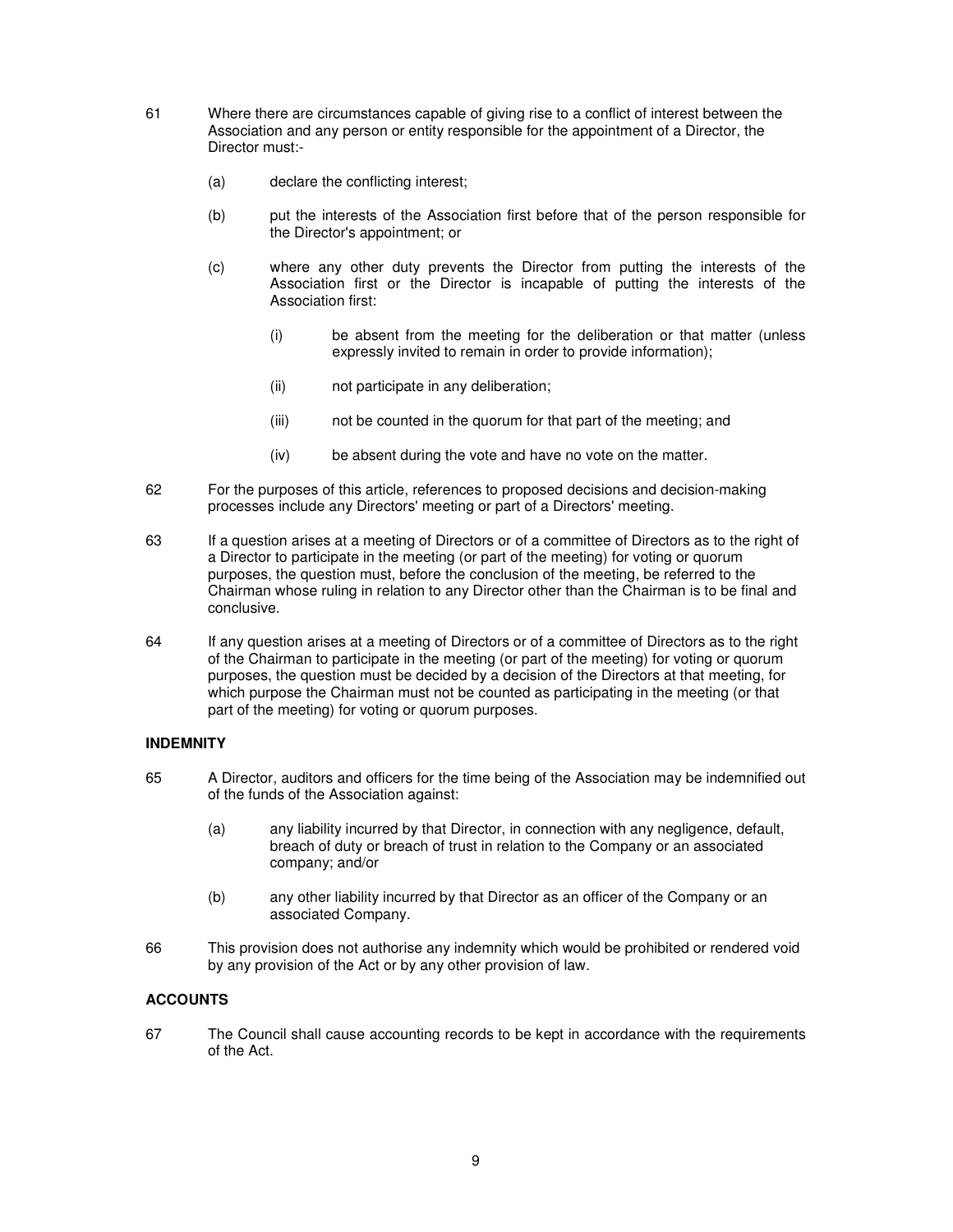61 Where there are circumstances capable of giving rise to a conflict of interest between the Association and any person or entity responsible for the appointment of a Director, the Director must:-

  (a) declare the conflicting interest;

  (b) put the interests of the Association first before that of the person responsible for the Director's appointment; or

  (c) where any other duty prevents the Director from putting the interests of the Association first or the Director is incapable of putting the interests of the Association first:

    (i) be absent from the meeting for the deliberation or that matter (unless expressly invited to remain in order to provide information);

    (ii) not participate in any deliberation;

    (iii) not be counted in the quorum for that part of the meeting; and

    (iv) be absent during the vote and have no vote on the matter.

62 For the purposes of this article, references to proposed decisions and decision-making processes include any Directors' meeting or part of a Directors' meeting.

63 If a question arises at a meeting of Directors or of a committee of Directors as to the right of a Director to participate in the meeting (or part of the meeting) for voting or quorum purposes, the question must, before the conclusion of the meeting, be referred to the Chairman whose ruling in relation to any Director other than the Chairman is to be final and conclusive.

64 If any question arises at a meeting of Directors or of a committee of Directors as to the right of the Chairman to participate in the meeting (or part of the meeting) for voting or quorum purposes, the question must be decided by a decision of the Directors at that meeting, for which purpose the Chairman must not be counted as participating in the meeting (or that part of the meeting) for voting or quorum purposes.

**INDEMNITY**

65 A Director, auditors and officers for the time being of the Association may be indemnified out of the funds of the Association against:

  (a) any liability incurred by that Director, in connection with any negligence, default, breach of duty or breach of trust in relation to the Company or an associated company; and/or

  (b) any other liability incurred by that Director as an officer of the Company or an associated Company.

66 This provision does not authorise any indemnity which would be prohibited or rendered void by any provision of the Act or by any other provision of law.

**ACCOUNTS**

67 The Council shall cause accounting records to be kept in accordance with the requirements of the Act.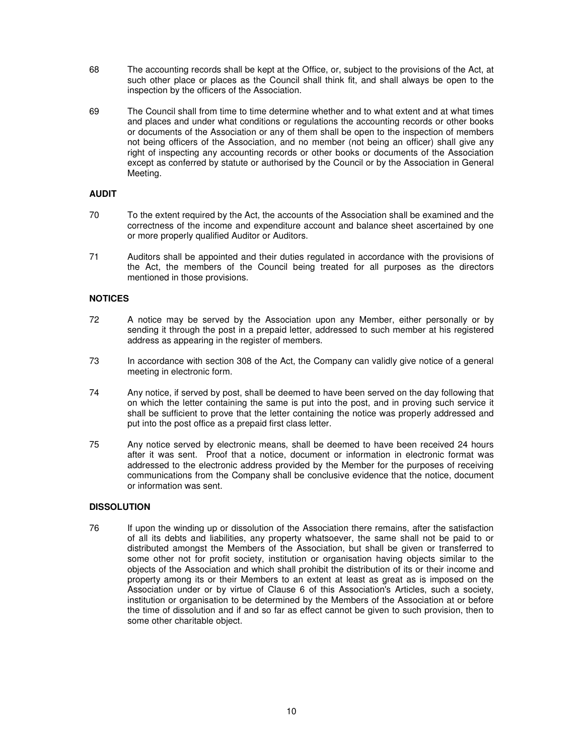68 The accounting records shall be kept at the Office, or, subject to the provisions of the Act, at such other place or places as the Council shall think fit, and shall always be open to the inspection by the officers of the Association.

69 The Council shall from time to time determine whether and to what extent and at what times and places and under what conditions or regulations the accounting records or other books or documents of the Association or any of them shall be open to the inspection of members not being officers of the Association, and no member (not being an officer) shall give any right of inspecting any accounting records or other books or documents of the Association except as conferred by statute or authorised by the Council or by the Association in General Meeting.

**AUDIT**

70 To the extent required by the Act, the accounts of the Association shall be examined and the correctness of the income and expenditure account and balance sheet ascertained by one or more properly qualified Auditor or Auditors.

71 Auditors shall be appointed and their duties regulated in accordance with the provisions of the Act, the members of the Council being treated for all purposes as the directors mentioned in those provisions.

**NOTICES**

72 A notice may be served by the Association upon any Member, either personally or by sending it through the post in a prepaid letter, addressed to such member at his registered address as appearing in the register of members.

73 In accordance with section 308 of the Act, the Company can validly give notice of a general meeting in electronic form.

74 Any notice, if served by post, shall be deemed to have been served on the day following that on which the letter containing the same is put into the post, and in proving such service it shall be sufficient to prove that the letter containing the notice was properly addressed and put into the post office as a prepaid first class letter.

75 Any notice served by electronic means, shall be deemed to have been received 24 hours after it was sent. Proof that a notice, document or information in electronic format was addressed to the electronic address provided by the Member for the purposes of receiving communications from the Company shall be conclusive evidence that the notice, document or information was sent.

**DISSOLUTION**

76 If upon the winding up or dissolution of the Association there remains, after the satisfaction of all its debts and liabilities, any property whatsoever, the same shall not be paid to or distributed amongst the Members of the Association, but shall be given or transferred to some other not for profit society, institution or organisation having objects similar to the objects of the Association and which shall prohibit the distribution of its or their income and property among its or their Members to an extent at least as great as is imposed on the Association under or by virtue of Clause 6 of this Association's Articles, such a society, institution or organisation to be determined by the Members of the Association at or before the time of dissolution and if and so far as effect cannot be given to such provision, then to some other charitable object.